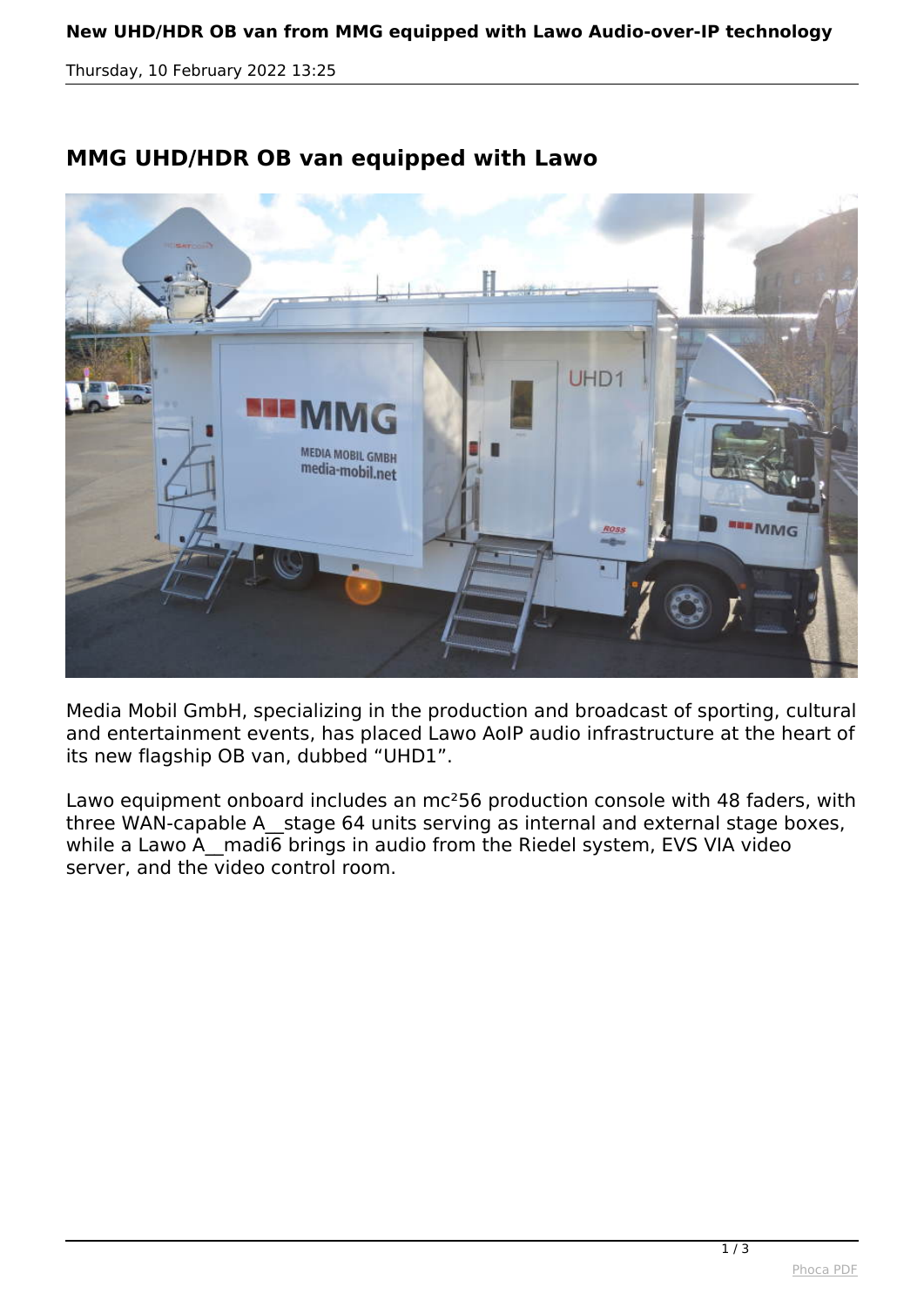## MMG UHD/HDR OB van equipped with Lawo

Media Mobil GmbH, specializing in the production and broadcast of sporting, cultural and entertainment events, has placed Lawo AoIP audio infrastructure at the heart of its new flagship OB van, dubbed “UHD1”.

Lawo equipment onboard includes an mc²56 production console with 48 faders, with three WAN-capable A__stage 64 units serving as internal and external stage boxes, while a Lawo A__madi6 brings in audio from the Riedel system, EVS VIA video server, and the video control room.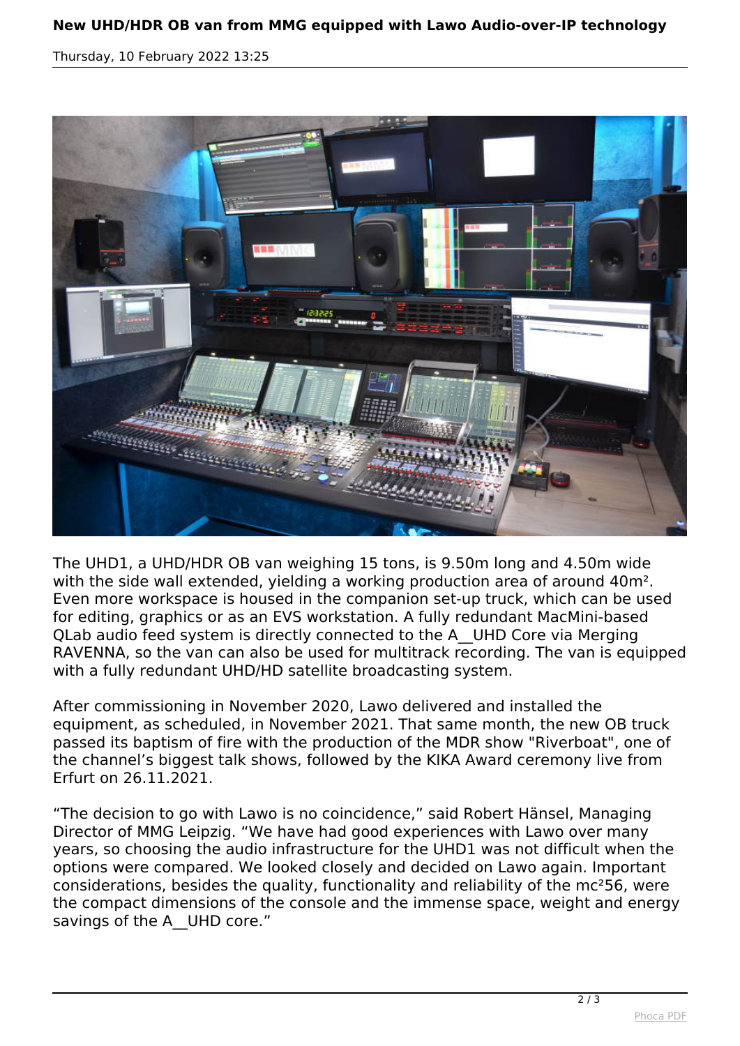The UHD1, a UHD/HDR OB van weighing 15 tons, is 9.50m long and 4.50m wide with the side wall extended, yielding a working production area of around 40m². Even more workspace is housed in the companion set-up truck, which can be used for editing, graphics or as an EVS workstation. A fully redundant MacMini-based QLab audio feed system is directly connected to the A__UHD Core via Merging RAVENNA, so the van can also be used for multitrack recording. The van is equipped with a fully redundant UHD/HD satellite broadcasting system.

After commissioning in November 2020, Lawo delivered and installed the equipment, as scheduled, in November 2021. That same month, the new OB truck passed its baptism of fire with the production of the MDR show "Riverboat", one of the channel's biggest talk shows, followed by the KIKA Award ceremony live from Erfurt on 26.11.2021.

“The decision to go with Lawo is no coincidence,” said Robert Hänsel, Managing Director of MMG Leipzig. “We have had good experiences with Lawo over many years, so choosing the audio infrastructure for the UHD1 was not difficult when the options were compared. We looked closely and decided on Lawo again. Important considerations, besides the quality, functionality and reliability of the mc²56, were the compact dimensions of the console and the immense space, weight and energy savings of the A__UHD core.”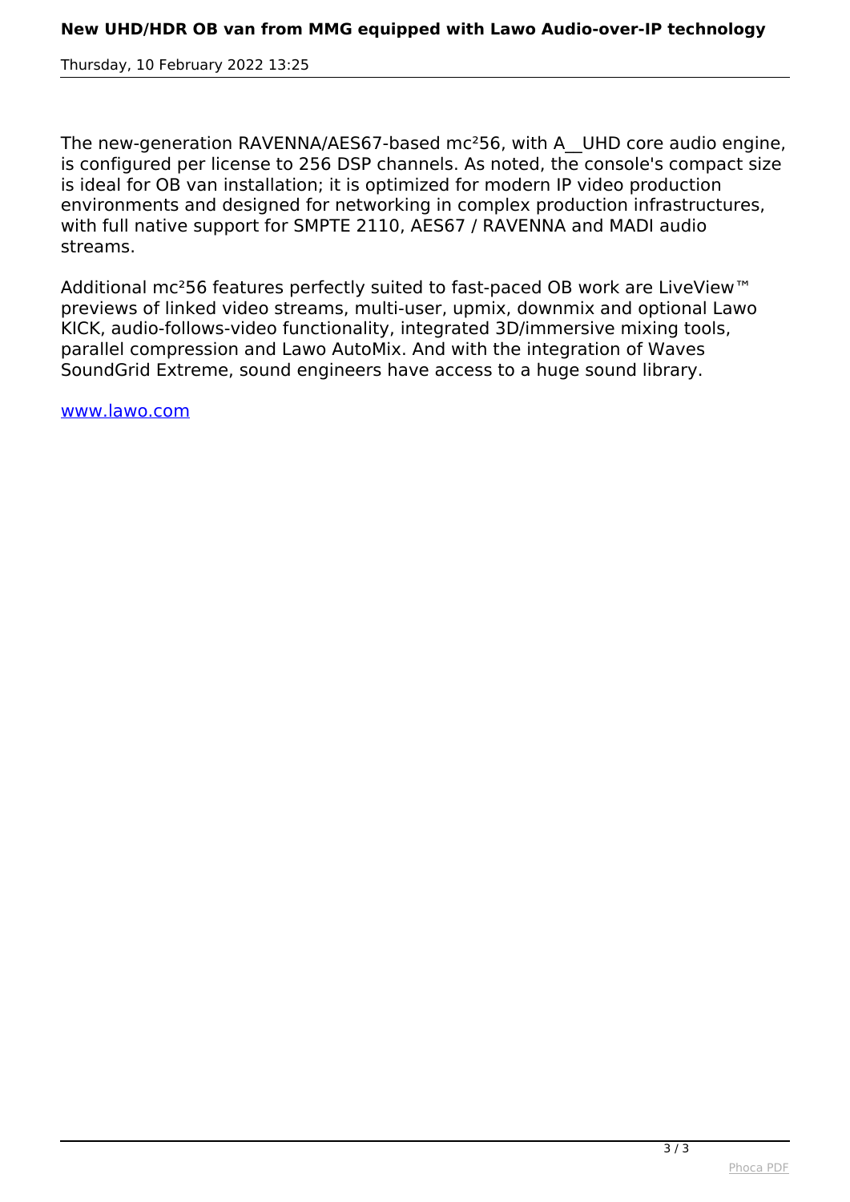The new-generation RAVENNA/AES67-based mc²56, with A__UHD core audio engine, is configured per license to 256 DSP channels. As noted, the console's compact size is ideal for OB van installation; it is optimized for modern IP video production environments and designed for networking in complex production infrastructures, with full native support for SMPTE 2110, AES67 / RAVENNA and MADI audio streams.

Additional mc²56 features perfectly suited to fast-paced OB work are LiveView™ previews of linked video streams, multi-user, upmix, downmix and optional Lawo KICK, audio-follows-video functionality, integrated 3D/immersive mixing tools, parallel compression and Lawo AutoMix. And with the integration of Waves SoundGrid Extreme, sound engineers have access to a huge sound library.

[www.lawo.com](http://www.lawo.com)